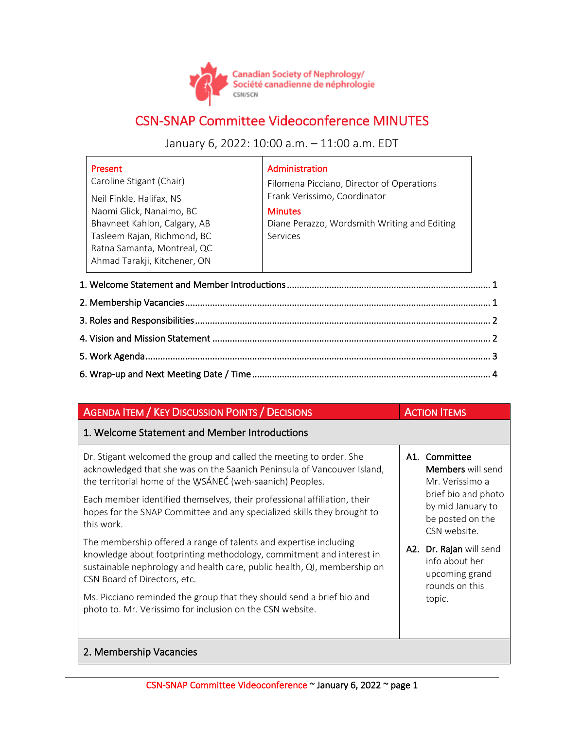Canadian Society of Nephrology/
Société canadienne de néphrologie
CSN/SCN

# CSN-SNAP Committee Videoconference MINUTES

January 6, 2022: 10:00 a.m. – 11:00 a.m. EDT

| Present | Administration |
|---|---|
| Caroline Stigant (Chair)<br><br>Neil Finkle, Halifax, NS<br>Naomi Glick, Nanaimo, BC<br>Bhavneet Kahlon, Calgary, AB<br>Tasleem Rajan, Richmond, BC<br>Ratna Samanta, Montreal, QC<br>Ahmad Tarakji, Kitchener, ON | Filomena Picciano, Director of Operations<br>Frank Verissimo, Coordinator<br><br>**Minutes**<br>Diane Perazzo, Wordsmith Writing and Editing Services |

1. Welcome Statement and Member Introductions ............ 1
2. Membership Vacancies ............ 1
3. Roles and Responsibilities ............ 2
4. Vision and Mission Statement ............ 2
5. Work Agenda ............ 3
6. Wrap-up and Next Meeting Date / Time ............ 4

| Agenda Item / Key Discussion Points / Decisions | Action Items |
|---|---|
| **1. Welcome Statement and Member Introductions** | |
| Dr. Stigant welcomed the group and called the meeting to order. She acknowledged that she was on the Saanich Peninsula of Vancouver Island, the territorial home of the W̱SÁNEĆ (weh-saanich) Peoples.<br><br>Each member identified themselves, their professional affiliation, their hopes for the SNAP Committee and any specialized skills they brought to this work.<br><br>The membership offered a range of talents and expertise including knowledge about footprinting methodology, commitment and interest in sustainable nephrology and health care, public health, QI, membership on CSN Board of Directors, etc.<br><br>Ms. Picciano reminded the group that they should send a brief bio and photo to. Mr. Verissimo for inclusion on the CSN website. | A1. **Committee Members** will send Mr. Verissimo a brief bio and photo by mid January to be posted on the CSN website.<br><br>A2. **Dr. Rajan** will send info about her upcoming grand rounds on this topic. |
| **2. Membership Vacancies** | |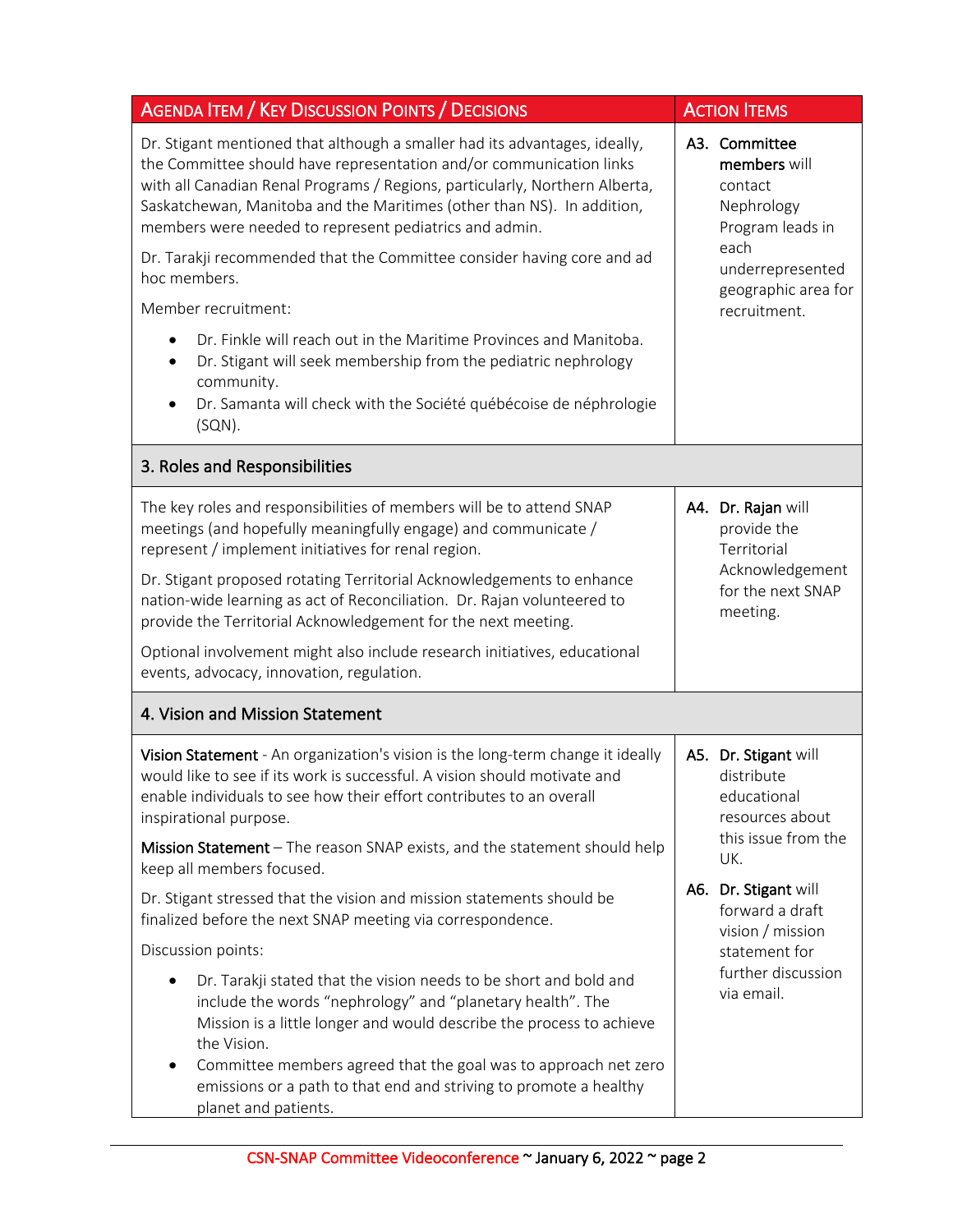| Agenda Item / Key Discussion Points / Decisions | Action Items |
|---|---|
| Dr. Stigant mentioned that although a smaller had its advantages, ideally, the Committee should have representation and/or communication links with all Canadian Renal Programs / Regions, particularly, Northern Alberta, Saskatchewan, Manitoba and the Maritimes (other than NS). In addition, members were needed to represent pediatrics and admin.<br><br>Dr. Tarakji recommended that the Committee consider having core and ad hoc members.<br><br>Member recruitment:<br>• Dr. Finkle will reach out in the Maritime Provinces and Manitoba.<br>• Dr. Stigant will seek membership from the pediatric nephrology community.<br>• Dr. Samanta will check with the Société québécoise de néphrologie (SQN). | A3. **Committee members** will contact Nephrology Program leads in each underrepresented geographic area for recruitment. |
| **3. Roles and Responsibilities** | |
| The key roles and responsibilities of members will be to attend SNAP meetings (and hopefully meaningfully engage) and communicate / represent / implement initiatives for renal region.<br><br>Dr. Stigant proposed rotating Territorial Acknowledgements to enhance nation-wide learning as act of Reconciliation. Dr. Rajan volunteered to provide the Territorial Acknowledgement for the next meeting.<br><br>Optional involvement might also include research initiatives, educational events, advocacy, innovation, regulation. | A4. **Dr. Rajan** will provide the Territorial Acknowledgement for the next SNAP meeting. |
| **4. Vision and Mission Statement** | |
| **Vision Statement** - An organization's vision is the long-term change it ideally would like to see if its work is successful. A vision should motivate and enable individuals to see how their effort contributes to an overall inspirational purpose.<br><br>**Mission Statement** – The reason SNAP exists, and the statement should help keep all members focused.<br><br>Dr. Stigant stressed that the vision and mission statements should be finalized before the next SNAP meeting via correspondence.<br><br>Discussion points:<br>• Dr. Tarakji stated that the vision needs to be short and bold and include the words "nephrology" and "planetary health". The Mission is a little longer and would describe the process to achieve the Vision.<br>• Committee members agreed that the goal was to approach net zero emissions or a path to that end and striving to promote a healthy planet and patients. | A5. **Dr. Stigant** will distribute educational resources about this issue from the UK.<br><br>A6. **Dr. Stigant** will forward a draft vision / mission statement for further discussion via email. |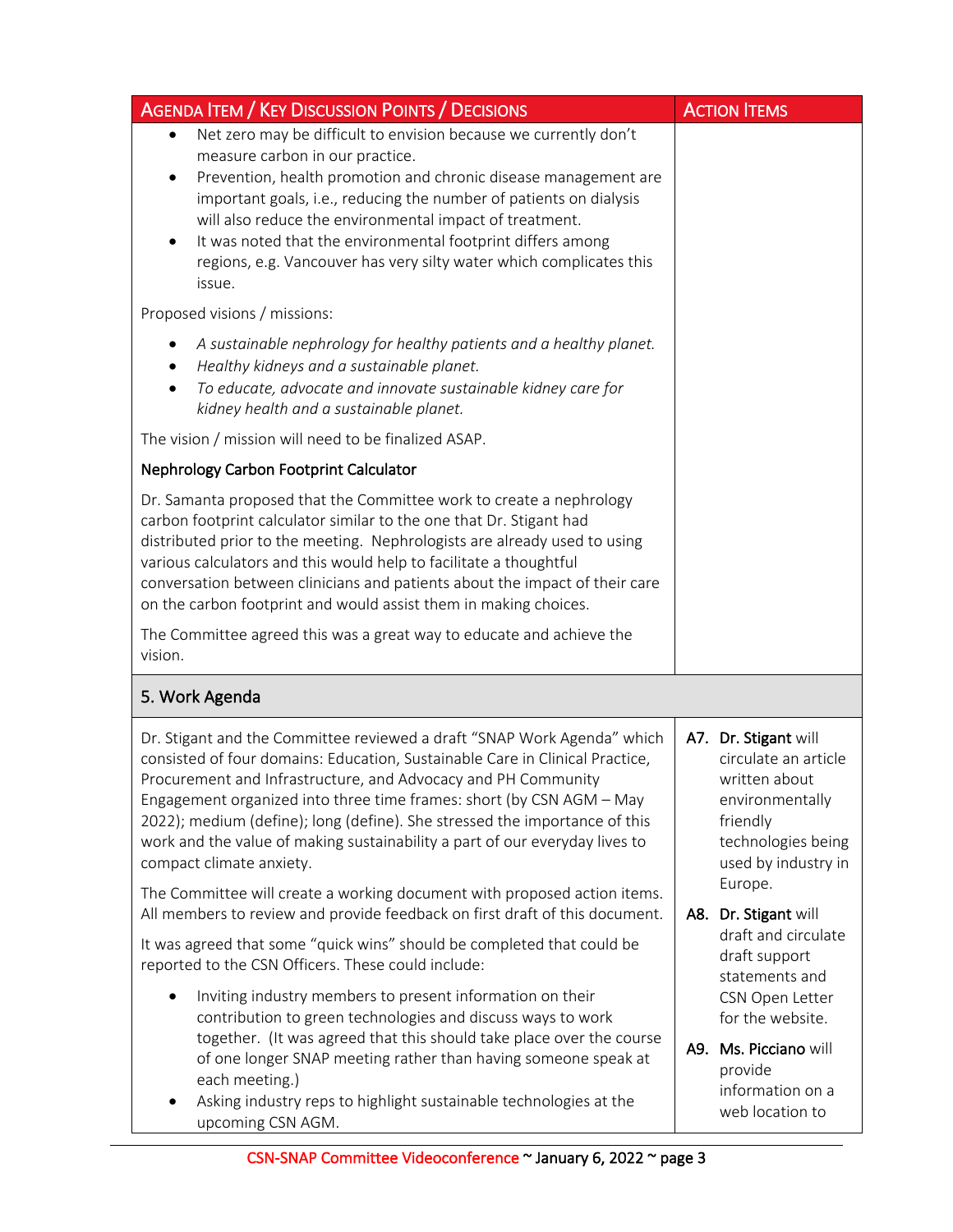| Agenda Item / Key Discussion Points / Decisions | Action Items |
|---|---|
| • Net zero may be difficult to envision because we currently don't measure carbon in our practice.<br>• Prevention, health promotion and chronic disease management are important goals, i.e., reducing the number of patients on dialysis will also reduce the environmental impact of treatment.<br>• It was noted that the environmental footprint differs among regions, e.g. Vancouver has very silty water which complicates this issue.<br><br>Proposed visions / missions:<br><br>• *A sustainable nephrology for healthy patients and a healthy planet.*<br>• *Healthy kidneys and a sustainable planet.*<br>• *To educate, advocate and innovate sustainable kidney care for kidney health and a sustainable planet.*<br><br>The vision / mission will need to be finalized ASAP.<br><br>**Nephrology Carbon Footprint Calculator**<br><br>Dr. Samanta proposed that the Committee work to create a nephrology carbon footprint calculator similar to the one that Dr. Stigant had distributed prior to the meeting. Nephrologists are already used to using various calculators and this would help to facilitate a thoughtful conversation between clinicians and patients about the impact of their care on the carbon footprint and would assist them in making choices.<br><br>The Committee agreed this was a great way to educate and achieve the vision. | |
| **5. Work Agenda** | |
| Dr. Stigant and the Committee reviewed a draft "SNAP Work Agenda" which consisted of four domains: Education, Sustainable Care in Clinical Practice, Procurement and Infrastructure, and Advocacy and PH Community Engagement organized into three time frames: short (by CSN AGM – May 2022); medium (define); long (define). She stressed the importance of this work and the value of making sustainability a part of our everyday lives to compact climate anxiety.<br><br>The Committee will create a working document with proposed action items. All members to review and provide feedback on first draft of this document.<br><br>It was agreed that some "quick wins" should be completed that could be reported to the CSN Officers. These could include:<br><br>• Inviting industry members to present information on their contribution to green technologies and discuss ways to work together. (It was agreed that this should take place over the course of one longer SNAP meeting rather than having someone speak at each meeting.)<br>• Asking industry reps to highlight sustainable technologies at the upcoming CSN AGM. | **A7. Dr. Stigant** will circulate an article written about environmentally friendly technologies being used by industry in Europe.<br><br>**A8. Dr. Stigant** will draft and circulate draft support statements and CSN Open Letter for the website.<br><br>**A9. Ms. Picciano** will provide information on a web location to |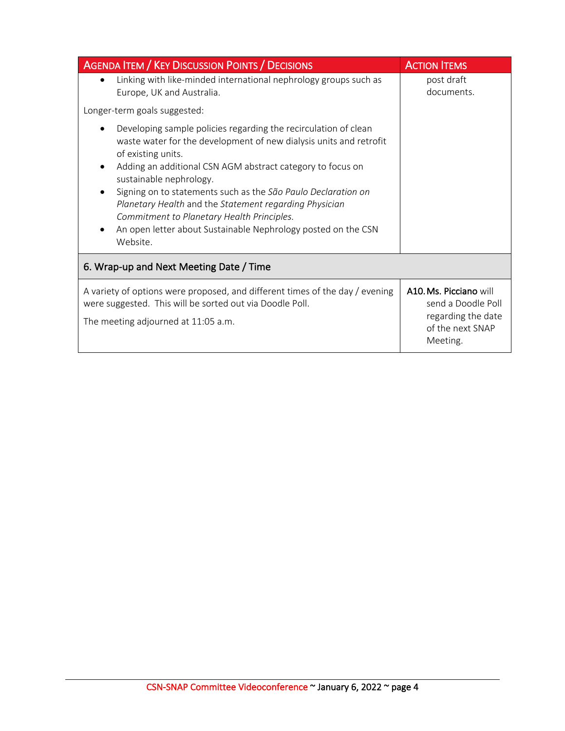| Agenda Item / Key Discussion Points / Decisions | Action Items |
| --- | --- |
| • Linking with like-minded international nephrology groups such as Europe, UK and Australia.<br><br>Longer-term goals suggested:<br><br>• Developing sample policies regarding the recirculation of clean waste water for the development of new dialysis units and retrofit of existing units.<br>• Adding an additional CSN AGM abstract category to focus on sustainable nephrology.<br>• Signing on to statements such as the *São Paulo Declaration on Planetary Health* and the *Statement regarding Physician Commitment to Planetary Health Principles.*<br>• An open letter about Sustainable Nephrology posted on the CSN Website. | post draft documents. |
| **6. Wrap-up and Next Meeting Date / Time** | |
| A variety of options were proposed, and different times of the day / evening were suggested. This will be sorted out via Doodle Poll.<br><br>The meeting adjourned at 11:05 a.m. | **A10. Ms. Picciano** will send a Doodle Poll regarding the date of the next SNAP Meeting. |